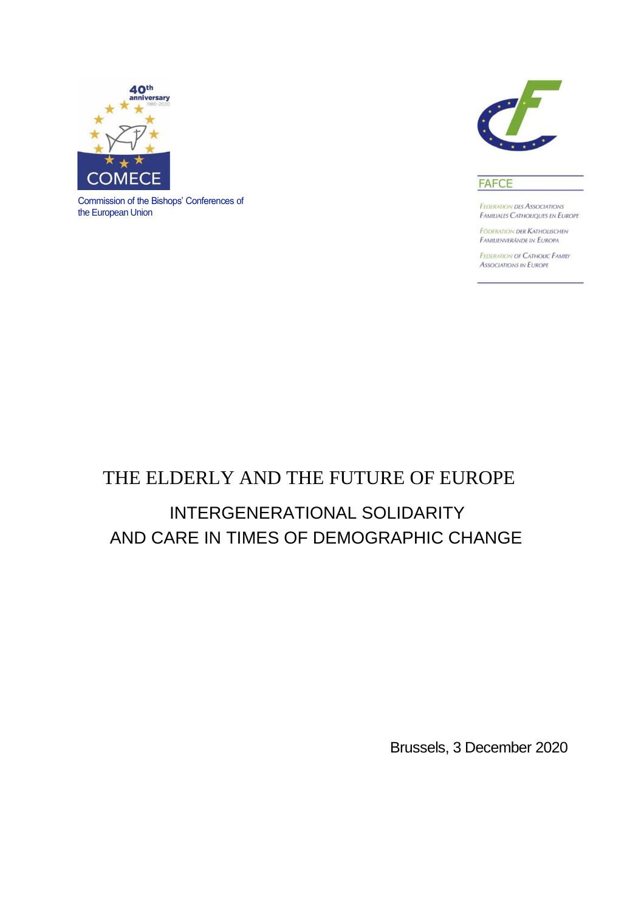COMECE

Commission of the Bishops' Conferences of the European Union

FAFCE

Fédération des Associations Familiales Catholiques en Europe

Föderation der Katholischen Familienverbände in Europa

Federation of Catholic Family Associations in Europe

# THE ELDERLY AND THE FUTURE OF EUROPE

## INTERGENERATIONAL SOLIDARITY AND CARE IN TIMES OF DEMOGRAPHIC CHANGE

Brussels, 3 December 2020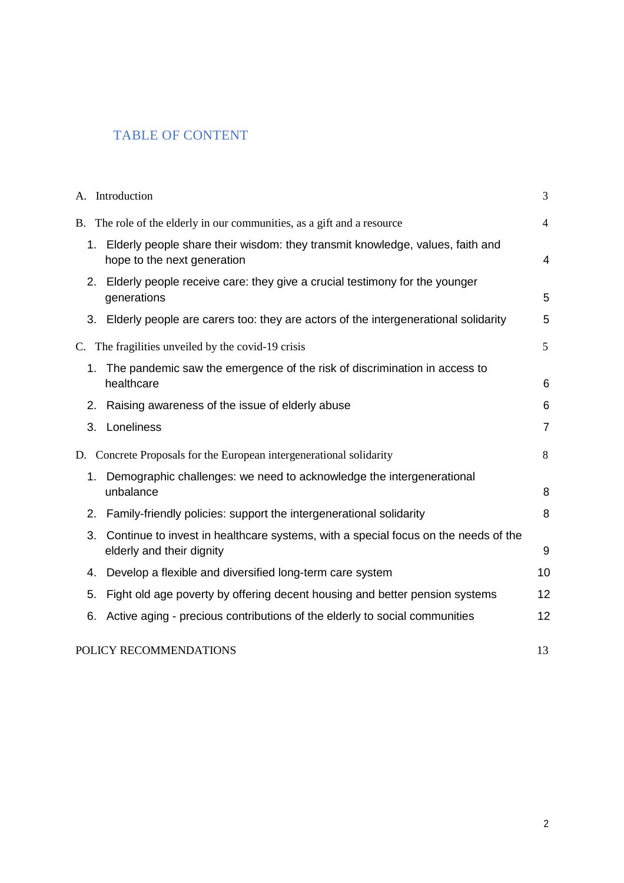## TABLE OF CONTENT

A. Introduction 3

B. The role of the elderly in our communities, as a gift and a resource 4

1. Elderly people share their wisdom: they transmit knowledge, values, faith and hope to the next generation 4
2. Elderly people receive care: they give a crucial testimony for the younger generations 5
3. Elderly people are carers too: they are actors of the intergenerational solidarity 5

C. The fragilities unveiled by the covid-19 crisis 5

1. The pandemic saw the emergence of the risk of discrimination in access to healthcare 6
2. Raising awareness of the issue of elderly abuse 6
3. Loneliness 7

D. Concrete Proposals for the European intergenerational solidarity 8

1. Demographic challenges: we need to acknowledge the intergenerational unbalance 8
2. Family-friendly policies: support the intergenerational solidarity 8
3. Continue to invest in healthcare systems, with a special focus on the needs of the elderly and their dignity 9
4. Develop a flexible and diversified long-term care system 10
5. Fight old age poverty by offering decent housing and better pension systems 12
6. Active aging - precious contributions of the elderly to social communities 12

POLICY RECOMMENDATIONS 13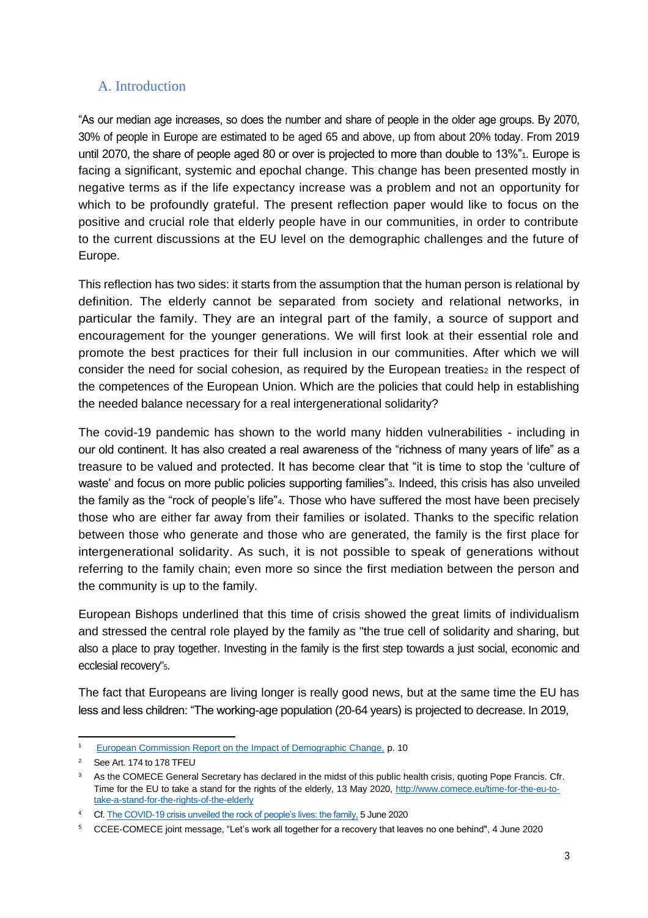## A. Introduction

"As our median age increases, so does the number and share of people in the older age groups. By 2070, 30% of people in Europe are estimated to be aged 65 and above, up from about 20% today. From 2019 until 2070, the share of people aged 80 or over is projected to more than double to 13%"[1]. Europe is facing a significant, systemic and epochal change. This change has been presented mostly in negative terms as if the life expectancy increase was a problem and not an opportunity for which to be profoundly grateful. The present reflection paper would like to focus on the positive and crucial role that elderly people have in our communities, in order to contribute to the current discussions at the EU level on the demographic challenges and the future of Europe.

This reflection has two sides: it starts from the assumption that the human person is relational by definition. The elderly cannot be separated from society and relational networks, in particular the family. They are an integral part of the family, a source of support and encouragement for the younger generations. We will first look at their essential role and promote the best practices for their full inclusion in our communities. After which we will consider the need for social cohesion, as required by the European treaties[2] in the respect of the competences of the European Union. Which are the policies that could help in establishing the needed balance necessary for a real intergenerational solidarity?

The covid-19 pandemic has shown to the world many hidden vulnerabilities - including in our old continent. It has also created a real awareness of the "richness of many years of life" as a treasure to be valued and protected. It has become clear that "it is time to stop the 'culture of waste' and focus on more public policies supporting families"[3]. Indeed, this crisis has also unveiled the family as the "rock of people's life"[4]. Those who have suffered the most have been precisely those who are either far away from their families or isolated. Thanks to the specific relation between those who generate and those who are generated, the family is the first place for intergenerational solidarity. As such, it is not possible to speak of generations without referring to the family chain; even more so since the first mediation between the person and the community is up to the family.

European Bishops underlined that this time of crisis showed the great limits of individualism and stressed the central role played by the family as "the true cell of solidarity and sharing, but also a place to pray together. Investing in the family is the first step towards a just social, economic and ecclesial recovery"[5].

The fact that Europeans are living longer is really good news, but at the same time the EU has less and less children: "The working-age population (20-64 years) is projected to decrease. In 2019,

---

[1] European Commission Report on the Impact of Demographic Change, p. 10

[2] See Art. 174 to 178 TFEU

[3] As the COMECE General Secretary has declared in the midst of this public health crisis, quoting Pope Francis. Cfr. Time for the EU to take a stand for the rights of the elderly, 13 May 2020, http://www.comece.eu/time-for-the-eu-to-take-a-stand-for-the-rights-of-the-elderly

[4] Cf. The COVID-19 crisis unveiled the rock of people's lives: the family, 5 June 2020

[5] CCEE-COMECE joint message, "Let's work all together for a recovery that leaves no one behind", 4 June 2020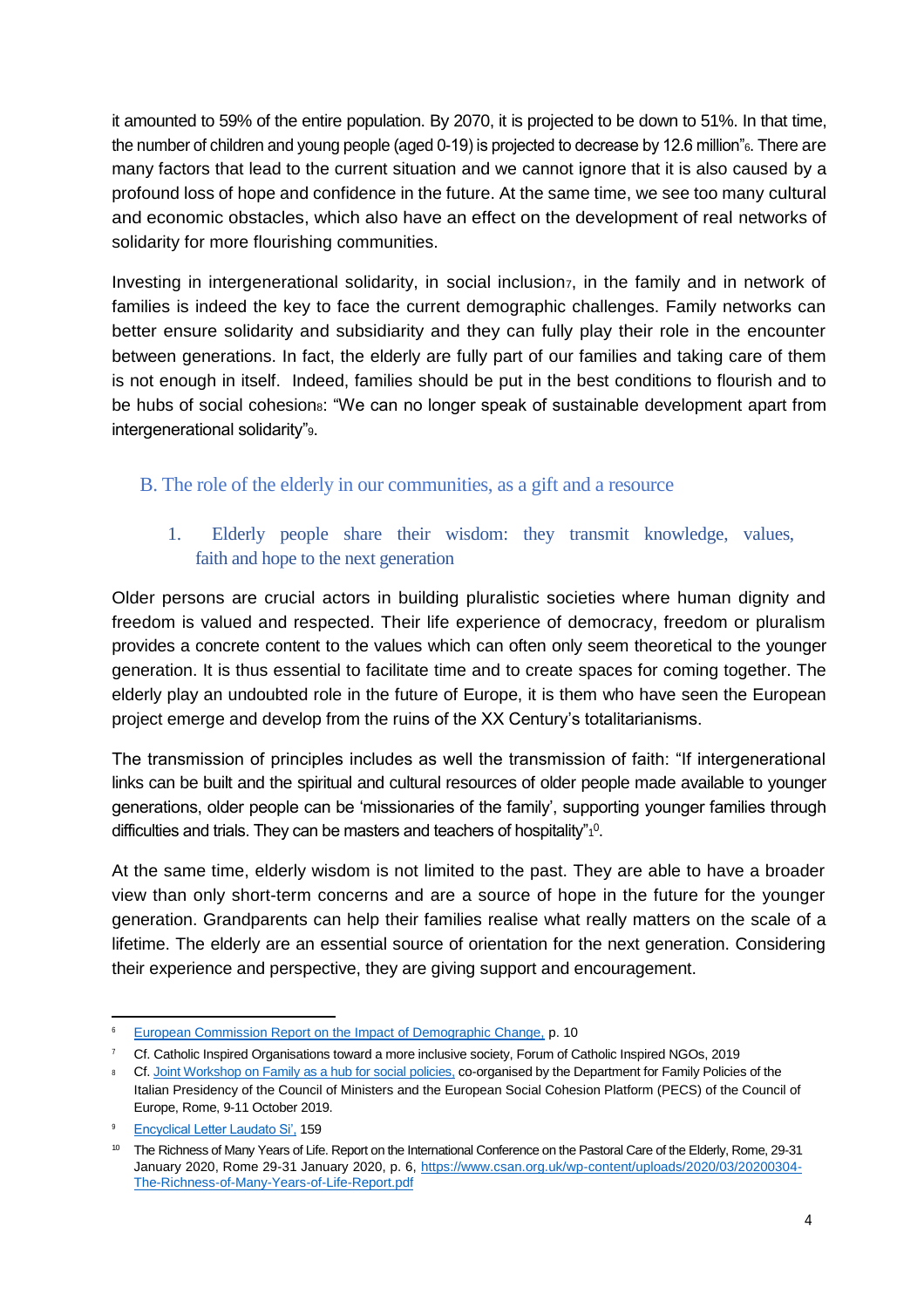it amounted to 59% of the entire population. By 2070, it is projected to be down to 51%. In that time, the number of children and young people (aged 0-19) is projected to decrease by 12.6 million"[6]. There are many factors that lead to the current situation and we cannot ignore that it is also caused by a profound loss of hope and confidence in the future. At the same time, we see too many cultural and economic obstacles, which also have an effect on the development of real networks of solidarity for more flourishing communities.

Investing in intergenerational solidarity, in social inclusion[7], in the family and in network of families is indeed the key to face the current demographic challenges. Family networks can better ensure solidarity and subsidiarity and they can fully play their role in the encounter between generations. In fact, the elderly are fully part of our families and taking care of them is not enough in itself. Indeed, families should be put in the best conditions to flourish and to be hubs of social cohesion[8]: "We can no longer speak of sustainable development apart from intergenerational solidarity"[9].

## B. The role of the elderly in our communities, as a gift and a resource

### 1. Elderly people share their wisdom: they transmit knowledge, values, faith and hope to the next generation

Older persons are crucial actors in building pluralistic societies where human dignity and freedom is valued and respected. Their life experience of democracy, freedom or pluralism provides a concrete content to the values which can often only seem theoretical to the younger generation. It is thus essential to facilitate time and to create spaces for coming together. The elderly play an undoubted role in the future of Europe, it is them who have seen the European project emerge and develop from the ruins of the XX Century's totalitarianisms.

The transmission of principles includes as well the transmission of faith: "If intergenerational links can be built and the spiritual and cultural resources of older people made available to younger generations, older people can be 'missionaries of the family', supporting younger families through difficulties and trials. They can be masters and teachers of hospitality"[10].

At the same time, elderly wisdom is not limited to the past. They are able to have a broader view than only short-term concerns and are a source of hope in the future for the younger generation. Grandparents can help their families realise what really matters on the scale of a lifetime. The elderly are an essential source of orientation for the next generation. Considering their experience and perspective, they are giving support and encouragement.

---

[6] European Commission Report on the Impact of Demographic Change, p. 10

[7] Cf. Catholic Inspired Organisations toward a more inclusive society, Forum of Catholic Inspired NGOs, 2019

[8] Cf. Joint Workshop on Family as a hub for social policies, co-organised by the Department for Family Policies of the Italian Presidency of the Council of Ministers and the European Social Cohesion Platform (PECS) of the Council of Europe, Rome, 9-11 October 2019.

[9] Encyclical Letter Laudato Si', 159

[10] The Richness of Many Years of Life. Report on the International Conference on the Pastoral Care of the Elderly, Rome, 29-31 January 2020, Rome 29-31 January 2020, p. 6, https://www.csan.org.uk/wp-content/uploads/2020/03/20200304-The-Richness-of-Many-Years-of-Life-Report.pdf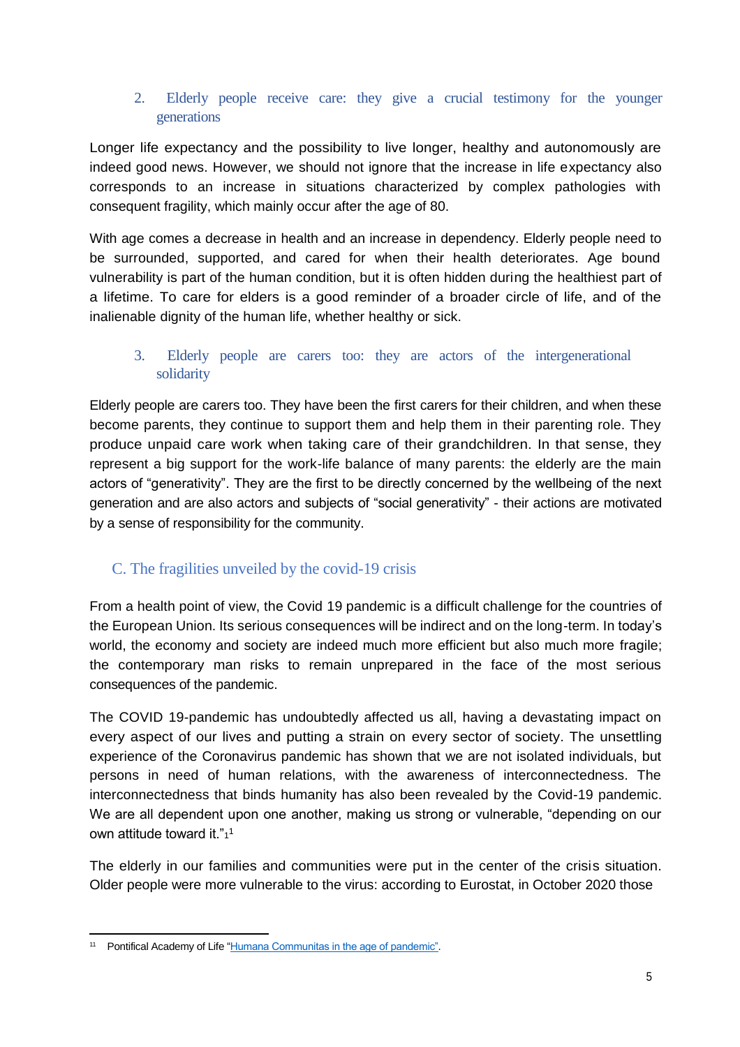### 2. Elderly people receive care: they give a crucial testimony for the younger generations

Longer life expectancy and the possibility to live longer, healthy and autonomously are indeed good news. However, we should not ignore that the increase in life expectancy also corresponds to an increase in situations characterized by complex pathologies with consequent fragility, which mainly occur after the age of 80.

With age comes a decrease in health and an increase in dependency. Elderly people need to be surrounded, supported, and cared for when their health deteriorates. Age bound vulnerability is part of the human condition, but it is often hidden during the healthiest part of a lifetime. To care for elders is a good reminder of a broader circle of life, and of the inalienable dignity of the human life, whether healthy or sick.

### 3. Elderly people are carers too: they are actors of the intergenerational solidarity

Elderly people are carers too. They have been the first carers for their children, and when these become parents, they continue to support them and help them in their parenting role. They produce unpaid care work when taking care of their grandchildren. In that sense, they represent a big support for the work-life balance of many parents: the elderly are the main actors of "generativity". They are the first to be directly concerned by the wellbeing of the next generation and are also actors and subjects of "social generativity" - their actions are motivated by a sense of responsibility for the community.

## C. The fragilities unveiled by the covid-19 crisis

From a health point of view, the Covid 19 pandemic is a difficult challenge for the countries of the European Union. Its serious consequences will be indirect and on the long-term. In today's world, the economy and society are indeed much more efficient but also much more fragile; the contemporary man risks to remain unprepared in the face of the most serious consequences of the pandemic.

The COVID 19-pandemic has undoubtedly affected us all, having a devastating impact on every aspect of our lives and putting a strain on every sector of society. The unsettling experience of the Coronavirus pandemic has shown that we are not isolated individuals, but persons in need of human relations, with the awareness of interconnectedness. The interconnectedness that binds humanity has also been revealed by the Covid-19 pandemic. We are all dependent upon one another, making us strong or vulnerable, "depending on our own attitude toward it."[1][1]

The elderly in our families and communities were put in the center of the crisis situation. Older people were more vulnerable to the virus: according to Eurostat, in October 2020 those

---

[11] Pontifical Academy of Life "Humana Communitas in the age of pandemic".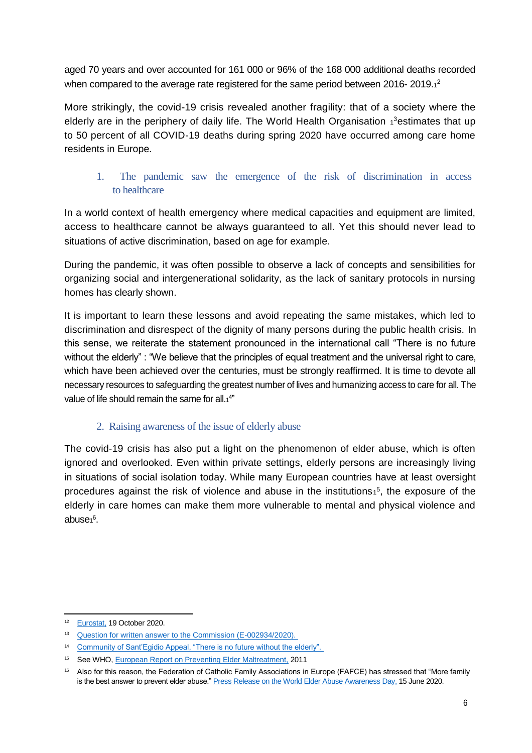aged 70 years and over accounted for 161 000 or 96% of the 168 000 additional deaths recorded when compared to the average rate registered for the same period between 2016- 2019.[12]

More strikingly, the covid-19 crisis revealed another fragility: that of a society where the elderly are in the periphery of daily life. The World Health Organisation [13]estimates that up to 50 percent of all COVID-19 deaths during spring 2020 have occurred among care home residents in Europe.

### 1. The pandemic saw the emergence of the risk of discrimination in access to healthcare

In a world context of health emergency where medical capacities and equipment are limited, access to healthcare cannot be always guaranteed to all. Yet this should never lead to situations of active discrimination, based on age for example.

During the pandemic, it was often possible to observe a lack of concepts and sensibilities for organizing social and intergenerational solidarity, as the lack of sanitary protocols in nursing homes has clearly shown.

It is important to learn these lessons and avoid repeating the same mistakes, which led to discrimination and disrespect of the dignity of many persons during the public health crisis. In this sense, we reiterate the statement pronounced in the international call "There is no future without the elderly" : "We believe that the principles of equal treatment and the universal right to care, which have been achieved over the centuries, must be strongly reaffirmed. It is time to devote all necessary resources to safeguarding the greatest number of lives and humanizing access to care for all. The value of life should remain the same for all.[14]"

### 2. Raising awareness of the issue of elderly abuse

The covid-19 crisis has also put a light on the phenomenon of elder abuse, which is often ignored and overlooked. Even within private settings, elderly persons are increasingly living in situations of social isolation today. While many European countries have at least oversight procedures against the risk of violence and abuse in the institutions[15], the exposure of the elderly in care homes can make them more vulnerable to mental and physical violence and abuse[16].

---

[12] Eurostat, 19 October 2020.

[13] Question for written answer to the Commission (E-002934/2020).

[14] Community of Sant'Egidio Appeal, "There is no future without the elderly".

[15] See WHO, European Report on Preventing Elder Maltreatment, 2011

[16] Also for this reason, the Federation of Catholic Family Associations in Europe (FAFCE) has stressed that "More family is the best answer to prevent elder abuse." Press Release on the World Elder Abuse Awareness Day, 15 June 2020.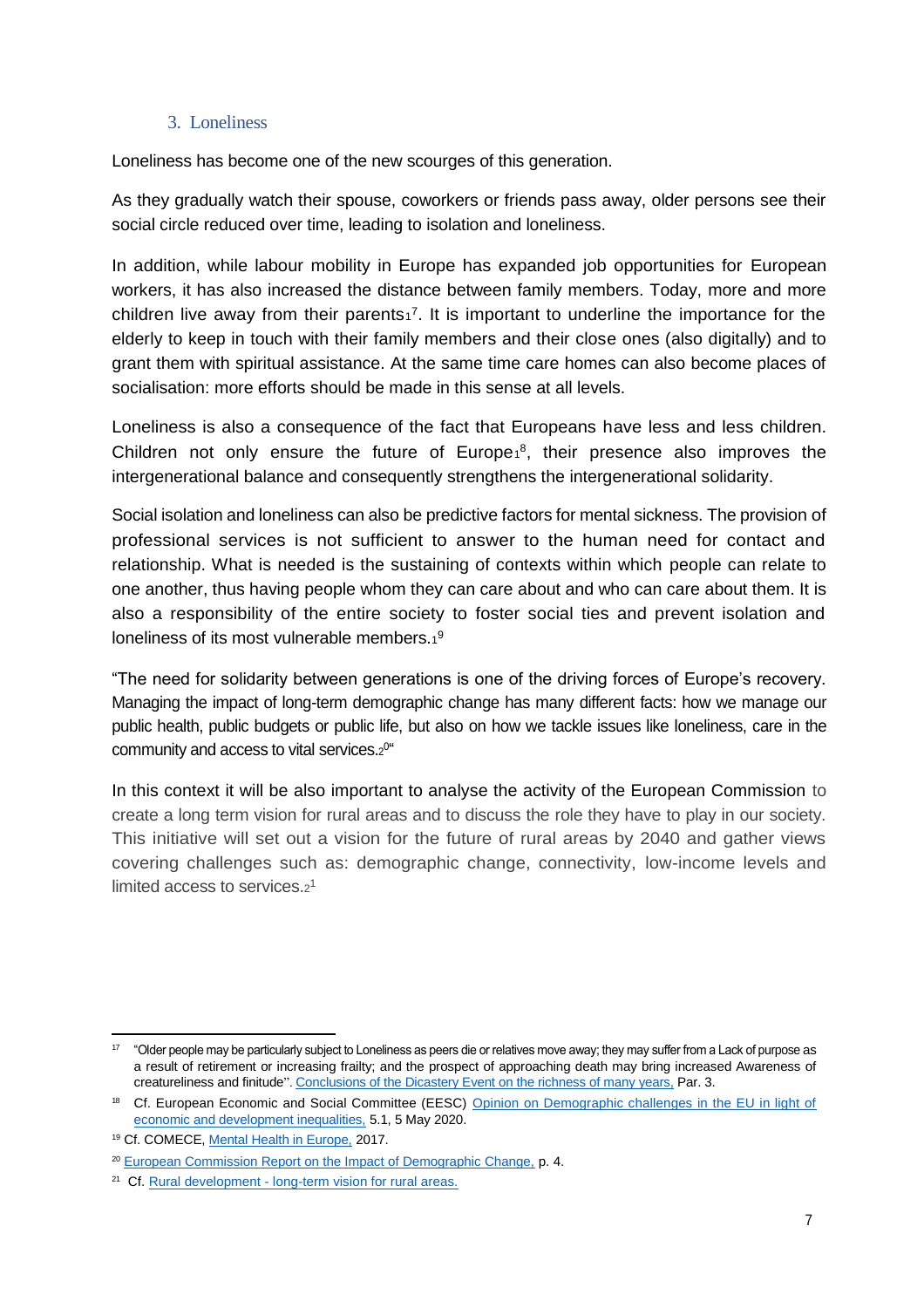### 3. Loneliness

Loneliness has become one of the new scourges of this generation.

As they gradually watch their spouse, coworkers or friends pass away, older persons see their social circle reduced over time, leading to isolation and loneliness.

In addition, while labour mobility in Europe has expanded job opportunities for European workers, it has also increased the distance between family members. Today, more and more children live away from their parents[17]. It is important to underline the importance for the elderly to keep in touch with their family members and their close ones (also digitally) and to grant them with spiritual assistance. At the same time care homes can also become places of socialisation: more efforts should be made in this sense at all levels.

Loneliness is also a consequence of the fact that Europeans have less and less children. Children not only ensure the future of Europe[18], their presence also improves the intergenerational balance and consequently strengthens the intergenerational solidarity.

Social isolation and loneliness can also be predictive factors for mental sickness. The provision of professional services is not sufficient to answer to the human need for contact and relationship. What is needed is the sustaining of contexts within which people can relate to one another, thus having people whom they can care about and who can care about them. It is also a responsibility of the entire society to foster social ties and prevent isolation and loneliness of its most vulnerable members.[19]

"The need for solidarity between generations is one of the driving forces of Europe's recovery. Managing the impact of long-term demographic change has many different facts: how we manage our public health, public budgets or public life, but also on how we tackle issues like loneliness, care in the community and access to vital services.[20]"

In this context it will be also important to analyse the activity of the European Commission to create a long term vision for rural areas and to discuss the role they have to play in our society. This initiative will set out a vision for the future of rural areas by 2040 and gather views covering challenges such as: demographic change, connectivity, low-income levels and limited access to services.[21]

---

[17] "Older people may be particularly subject to Loneliness as peers die or relatives move away; they may suffer from a Lack of purpose as a result of retirement or increasing frailty; and the prospect of approaching death may bring increased Awareness of creatureliness and finitude". Conclusions of the Dicastery Event on the richness of many years, Par. 3.

[18] Cf. European Economic and Social Committee (EESC) Opinion on Demographic challenges in the EU in light of economic and development inequalities, 5.1, 5 May 2020.

[19] Cf. COMECE, Mental Health in Europe, 2017.

[20] European Commission Report on the Impact of Demographic Change, p. 4.

[21] Cf. Rural development - long-term vision for rural areas.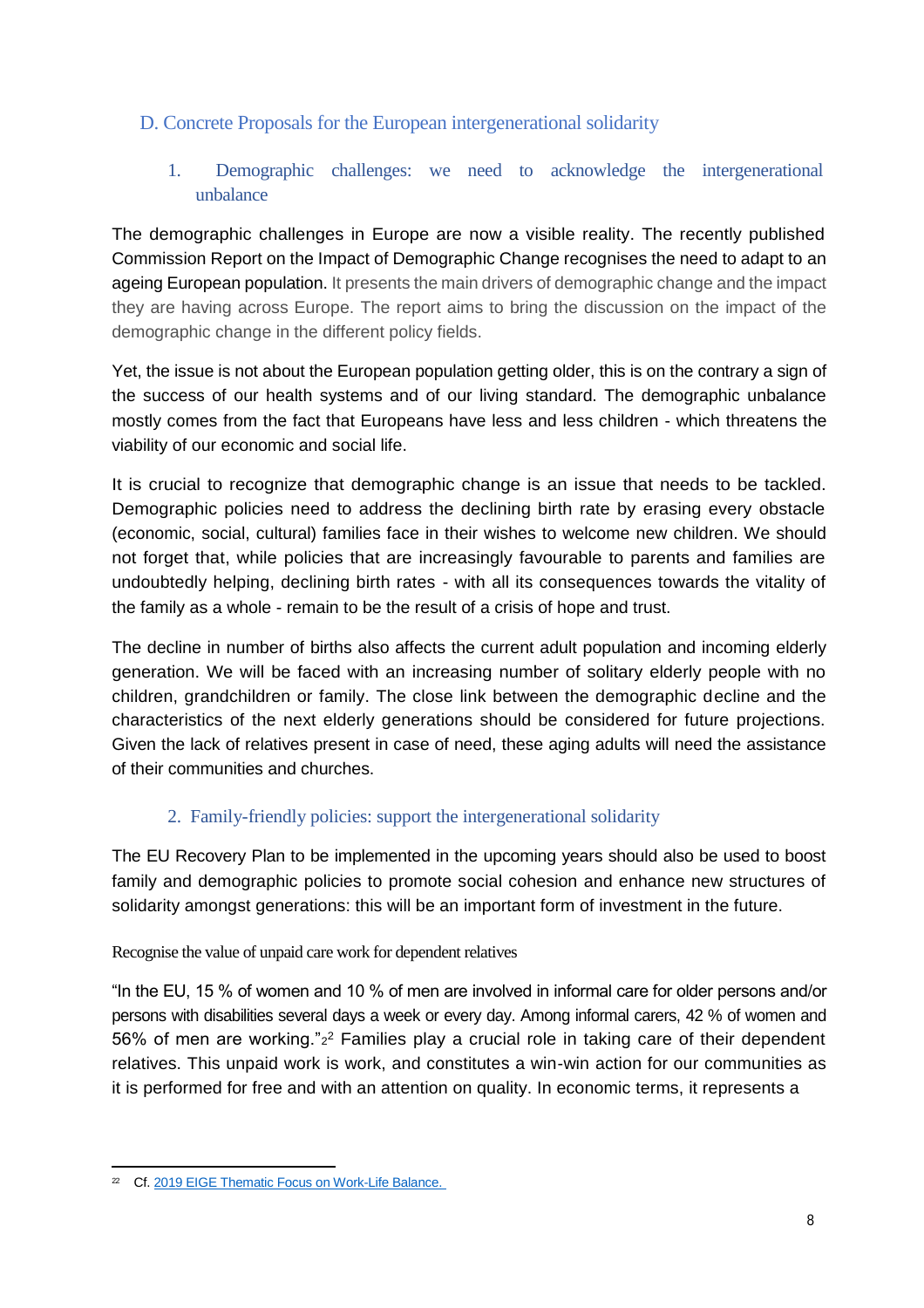## D. Concrete Proposals for the European intergenerational solidarity

### 1. Demographic challenges: we need to acknowledge the intergenerational unbalance

The demographic challenges in Europe are now a visible reality. The recently published Commission Report on the Impact of Demographic Change recognises the need to adapt to an ageing European population. It presents the main drivers of demographic change and the impact they are having across Europe. The report aims to bring the discussion on the impact of the demographic change in the different policy fields.

Yet, the issue is not about the European population getting older, this is on the contrary a sign of the success of our health systems and of our living standard. The demographic unbalance mostly comes from the fact that Europeans have less and less children - which threatens the viability of our economic and social life.

It is crucial to recognize that demographic change is an issue that needs to be tackled. Demographic policies need to address the declining birth rate by erasing every obstacle (economic, social, cultural) families face in their wishes to welcome new children. We should not forget that, while policies that are increasingly favourable to parents and families are undoubtedly helping, declining birth rates - with all its consequences towards the vitality of the family as a whole - remain to be the result of a crisis of hope and trust.

The decline in number of births also affects the current adult population and incoming elderly generation. We will be faced with an increasing number of solitary elderly people with no children, grandchildren or family. The close link between the demographic decline and the characteristics of the next elderly generations should be considered for future projections. Given the lack of relatives present in case of need, these aging adults will need the assistance of their communities and churches.

### 2. Family-friendly policies: support the intergenerational solidarity

The EU Recovery Plan to be implemented in the upcoming years should also be used to boost family and demographic policies to promote social cohesion and enhance new structures of solidarity amongst generations: this will be an important form of investment in the future.

#### Recognise the value of unpaid care work for dependent relatives

"In the EU, 15 % of women and 10 % of men are involved in informal care for older persons and/or persons with disabilities several days a week or every day. Among informal carers, 42 % of women and 56% of men are working."[22] Families play a crucial role in taking care of their dependent relatives. This unpaid work is work, and constitutes a win-win action for our communities as it is performed for free and with an attention on quality. In economic terms, it represents a

---

[22] Cf. [2019 EIGE Thematic Focus on Work-Life Balance.]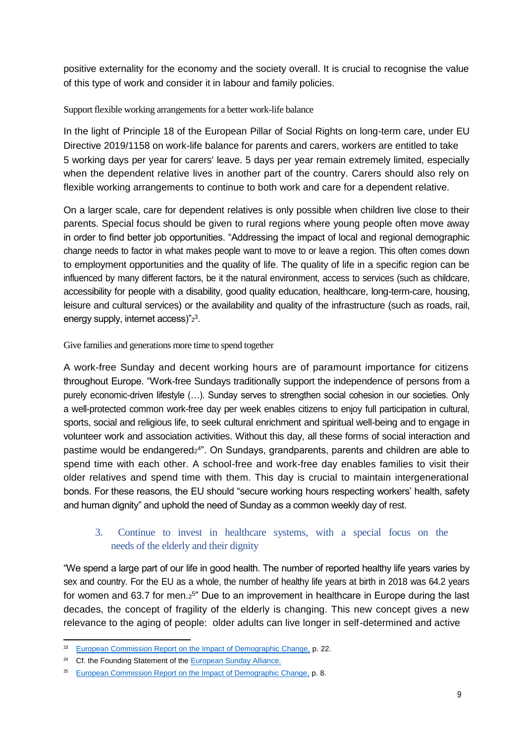positive externality for the economy and the society overall. It is crucial to recognise the value of this type of work and consider it in labour and family policies.

### Support flexible working arrangements for a better work-life balance

In the light of Principle 18 of the European Pillar of Social Rights on long-term care, under EU Directive 2019/1158 on work-life balance for parents and carers, workers are entitled to take 5 working days per year for carers' leave. 5 days per year remain extremely limited, especially when the dependent relative lives in another part of the country. Carers should also rely on flexible working arrangements to continue to both work and care for a dependent relative.

On a larger scale, care for dependent relatives is only possible when children live close to their parents. Special focus should be given to rural regions where young people often move away in order to find better job opportunities. "Addressing the impact of local and regional demographic change needs to factor in what makes people want to move to or leave a region. This often comes down to employment opportunities and the quality of life. The quality of life in a specific region can be influenced by many different factors, be it the natural environment, access to services (such as childcare, accessibility for people with a disability, good quality education, healthcare, long-term-care, housing, leisure and cultural services) or the availability and quality of the infrastructure (such as roads, rail, energy supply, internet access)"[23].

### Give families and generations more time to spend together

A work-free Sunday and decent working hours are of paramount importance for citizens throughout Europe. "Work-free Sundays traditionally support the independence of persons from a purely economic-driven lifestyle (…). Sunday serves to strengthen social cohesion in our societies. Only a well-protected common work-free day per week enables citizens to enjoy full participation in cultural, sports, social and religious life, to seek cultural enrichment and spiritual well-being and to engage in volunteer work and association activities. Without this day, all these forms of social interaction and pastime would be endangered[24]". On Sundays, grandparents, parents and children are able to spend time with each other. A school-free and work-free day enables families to visit their older relatives and spend time with them. This day is crucial to maintain intergenerational bonds. For these reasons, the EU should "secure working hours respecting workers' health, safety and human dignity" and uphold the need of Sunday as a common weekly day of rest.

## 3. Continue to invest in healthcare systems, with a special focus on the needs of the elderly and their dignity

"We spend a large part of our life in good health. The number of reported healthy life years varies by sex and country. For the EU as a whole, the number of healthy life years at birth in 2018 was 64.2 years for women and 63.7 for men.[25]" Due to an improvement in healthcare in Europe during the last decades, the concept of fragility of the elderly is changing. This new concept gives a new relevance to the aging of people: older adults can live longer in self-determined and active

---

[23] European Commission Report on the Impact of Demographic Change, p. 22.

[24] Cf. the Founding Statement of the European Sunday Alliance.

[25] European Commission Report on the Impact of Demographic Change, p. 8.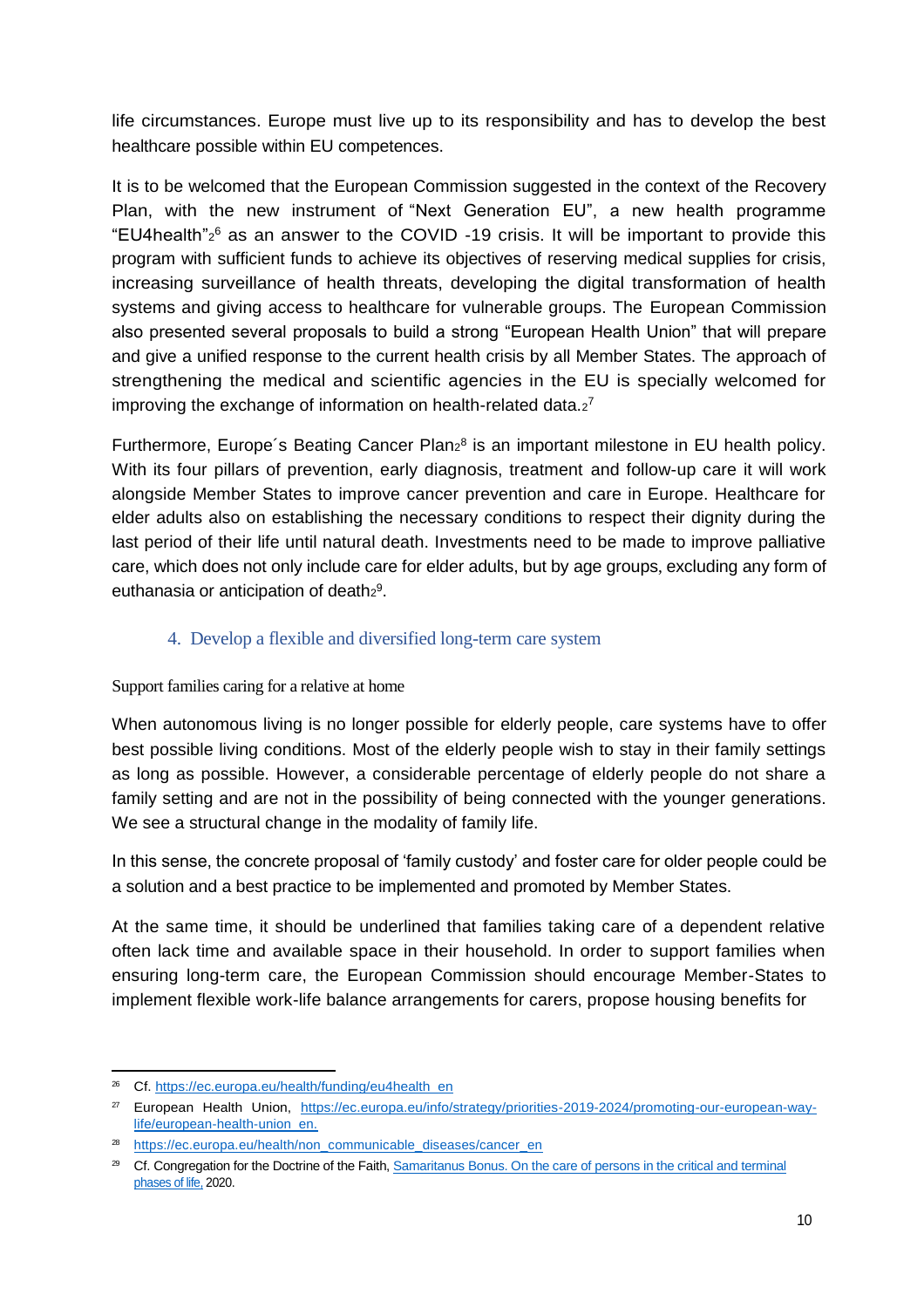life circumstances. Europe must live up to its responsibility and has to develop the best healthcare possible within EU competences.

It is to be welcomed that the European Commission suggested in the context of the Recovery Plan, with the new instrument of "Next Generation EU", a new health programme "EU4health"[26] as an answer to the COVID -19 crisis. It will be important to provide this program with sufficient funds to achieve its objectives of reserving medical supplies for crisis, increasing surveillance of health threats, developing the digital transformation of health systems and giving access to healthcare for vulnerable groups. The European Commission also presented several proposals to build a strong "European Health Union" that will prepare and give a unified response to the current health crisis by all Member States. The approach of strengthening the medical and scientific agencies in the EU is specially welcomed for improving the exchange of information on health-related data.[27]

Furthermore, Europe´s Beating Cancer Plan[28] is an important milestone in EU health policy. With its four pillars of prevention, early diagnosis, treatment and follow-up care it will work alongside Member States to improve cancer prevention and care in Europe. Healthcare for elder adults also on establishing the necessary conditions to respect their dignity during the last period of their life until natural death. Investments need to be made to improve palliative care, which does not only include care for elder adults, but by age groups, excluding any form of euthanasia or anticipation of death[29].

## 4. Develop a flexible and diversified long-term care system

### Support families caring for a relative at home

When autonomous living is no longer possible for elderly people, care systems have to offer best possible living conditions. Most of the elderly people wish to stay in their family settings as long as possible. However, a considerable percentage of elderly people do not share a family setting and are not in the possibility of being connected with the younger generations. We see a structural change in the modality of family life.

In this sense, the concrete proposal of 'family custody' and foster care for older people could be a solution and a best practice to be implemented and promoted by Member States.

At the same time, it should be underlined that families taking care of a dependent relative often lack time and available space in their household. In order to support families when ensuring long-term care, the European Commission should encourage Member-States to implement flexible work-life balance arrangements for carers, propose housing benefits for

---

[26] Cf. https://ec.europa.eu/health/funding/eu4health_en

[27] European Health Union, https://ec.europa.eu/info/strategy/priorities-2019-2024/promoting-our-european-way-life/european-health-union_en.

[28] https://ec.europa.eu/health/non_communicable_diseases/cancer_en

[29] Cf. Congregation for the Doctrine of the Faith, Samaritanus Bonus. On the care of persons in the critical and terminal phases of life, 2020.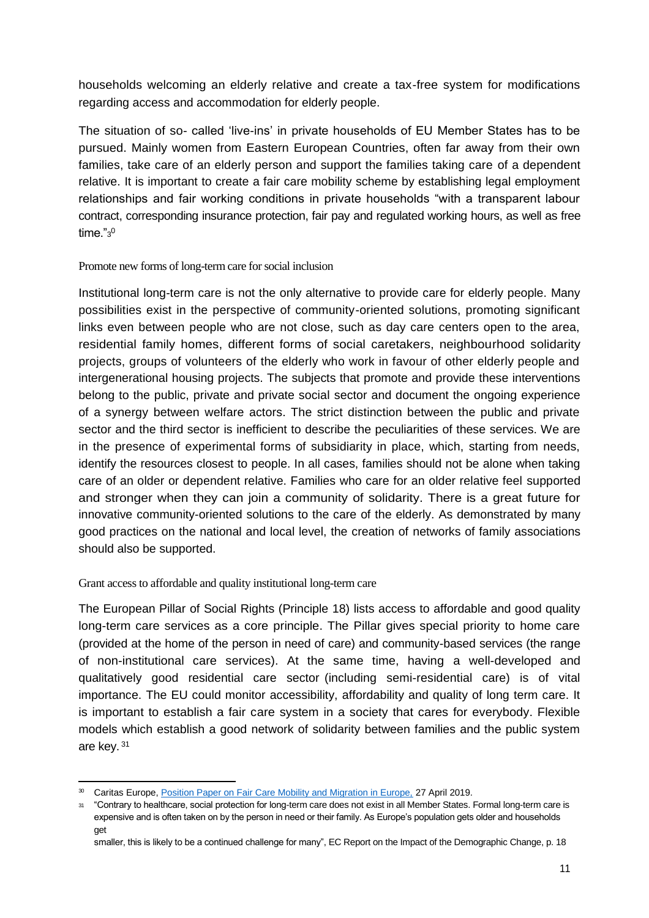households welcoming an elderly relative and create a tax-free system for modifications regarding access and accommodation for elderly people.

The situation of so- called 'live-ins' in private households of EU Member States has to be pursued. Mainly women from Eastern European Countries, often far away from their own families, take care of an elderly person and support the families taking care of a dependent relative. It is important to create a fair care mobility scheme by establishing legal employment relationships and fair working conditions in private households "with a transparent labour contract, corresponding insurance protection, fair pay and regulated working hours, as well as free time."[30]

### Promote new forms of long-term care for social inclusion

Institutional long-term care is not the only alternative to provide care for elderly people. Many possibilities exist in the perspective of community-oriented solutions, promoting significant links even between people who are not close, such as day care centers open to the area, residential family homes, different forms of social caretakers, neighbourhood solidarity projects, groups of volunteers of the elderly who work in favour of other elderly people and intergenerational housing projects. The subjects that promote and provide these interventions belong to the public, private and private social sector and document the ongoing experience of a synergy between welfare actors. The strict distinction between the public and private sector and the third sector is inefficient to describe the peculiarities of these services. We are in the presence of experimental forms of subsidiarity in place, which, starting from needs, identify the resources closest to people. In all cases, families should not be alone when taking care of an older or dependent relative. Families who care for an older relative feel supported and stronger when they can join a community of solidarity. There is a great future for innovative community-oriented solutions to the care of the elderly. As demonstrated by many good practices on the national and local level, the creation of networks of family associations should also be supported.

### Grant access to affordable and quality institutional long-term care

The European Pillar of Social Rights (Principle 18) lists access to affordable and good quality long-term care services as a core principle. The Pillar gives special priority to home care (provided at the home of the person in need of care) and community-based services (the range of non-institutional care services). At the same time, having a well-developed and qualitatively good residential care sector (including semi-residential care) is of vital importance. The EU could monitor accessibility, affordability and quality of long term care. It is important to establish a fair care system in a society that cares for everybody. Flexible models which establish a good network of solidarity between families and the public system are key.[31]

---

[30] Caritas Europe, Position Paper on Fair Care Mobility and Migration in Europe, 27 April 2019.

[31] "Contrary to healthcare, social protection for long-term care does not exist in all Member States. Formal long-term care is expensive and is often taken on by the person in need or their family. As Europe's population gets older and households get smaller, this is likely to be a continued challenge for many", EC Report on the Impact of the Demographic Change, p. 18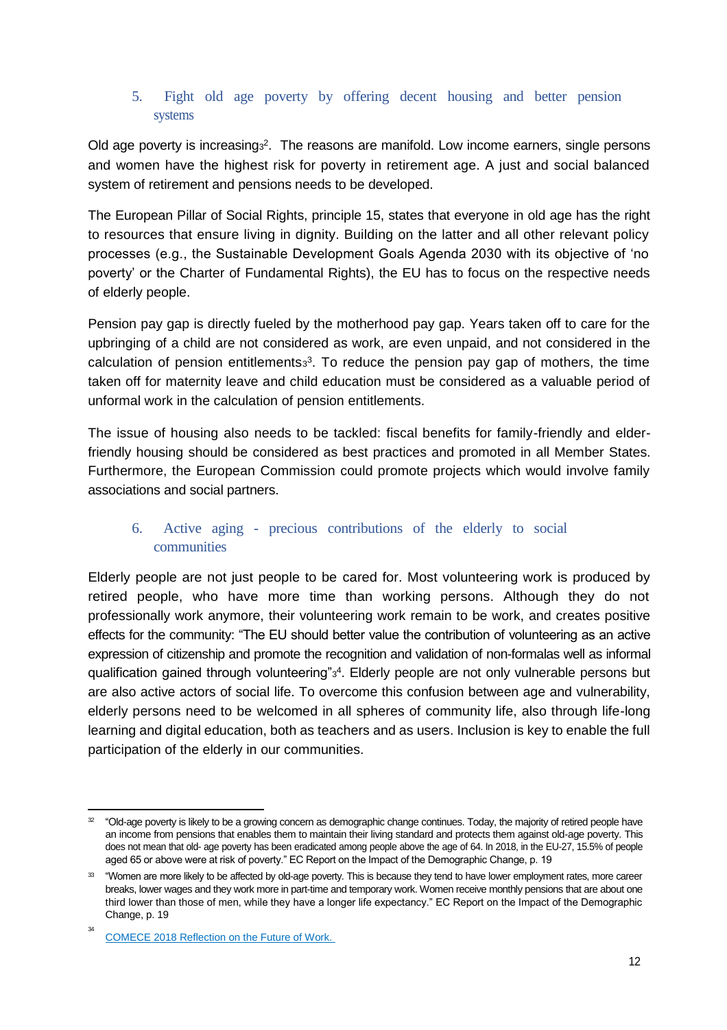## 5. Fight old age poverty by offering decent housing and better pension systems

Old age poverty is increasing[32]. The reasons are manifold. Low income earners, single persons and women have the highest risk for poverty in retirement age. A just and social balanced system of retirement and pensions needs to be developed.

The European Pillar of Social Rights, principle 15, states that everyone in old age has the right to resources that ensure living in dignity. Building on the latter and all other relevant policy processes (e.g., the Sustainable Development Goals Agenda 2030 with its objective of 'no poverty' or the Charter of Fundamental Rights), the EU has to focus on the respective needs of elderly people.

Pension pay gap is directly fueled by the motherhood pay gap. Years taken off to care for the upbringing of a child are not considered as work, are even unpaid, and not considered in the calculation of pension entitlements[33]. To reduce the pension pay gap of mothers, the time taken off for maternity leave and child education must be considered as a valuable period of unformal work in the calculation of pension entitlements.

The issue of housing also needs to be tackled: fiscal benefits for family-friendly and elder-friendly housing should be considered as best practices and promoted in all Member States. Furthermore, the European Commission could promote projects which would involve family associations and social partners.

## 6. Active aging - precious contributions of the elderly to social communities

Elderly people are not just people to be cared for. Most volunteering work is produced by retired people, who have more time than working persons. Although they do not professionally work anymore, their volunteering work remain to be work, and creates positive effects for the community: "The EU should better value the contribution of volunteering as an active expression of citizenship and promote the recognition and validation of non-formalas well as informal qualification gained through volunteering"[34]. Elderly people are not only vulnerable persons but are also active actors of social life. To overcome this confusion between age and vulnerability, elderly persons need to be welcomed in all spheres of community life, also through life-long learning and digital education, both as teachers and as users. Inclusion is key to enable the full participation of the elderly in our communities.

---

[32] "Old-age poverty is likely to be a growing concern as demographic change continues. Today, the majority of retired people have an income from pensions that enables them to maintain their living standard and protects them against old-age poverty. This does not mean that old- age poverty has been eradicated among people above the age of 64. In 2018, in the EU-27, 15.5% of people aged 65 or above were at risk of poverty." EC Report on the Impact of the Demographic Change, p. 19

[33] "Women are more likely to be affected by old-age poverty. This is because they tend to have lower employment rates, more career breaks, lower wages and they work more in part-time and temporary work. Women receive monthly pensions that are about one third lower than those of men, while they have a longer life expectancy." EC Report on the Impact of the Demographic Change, p. 19

[34] COMECE 2018 Reflection on the Future of Work.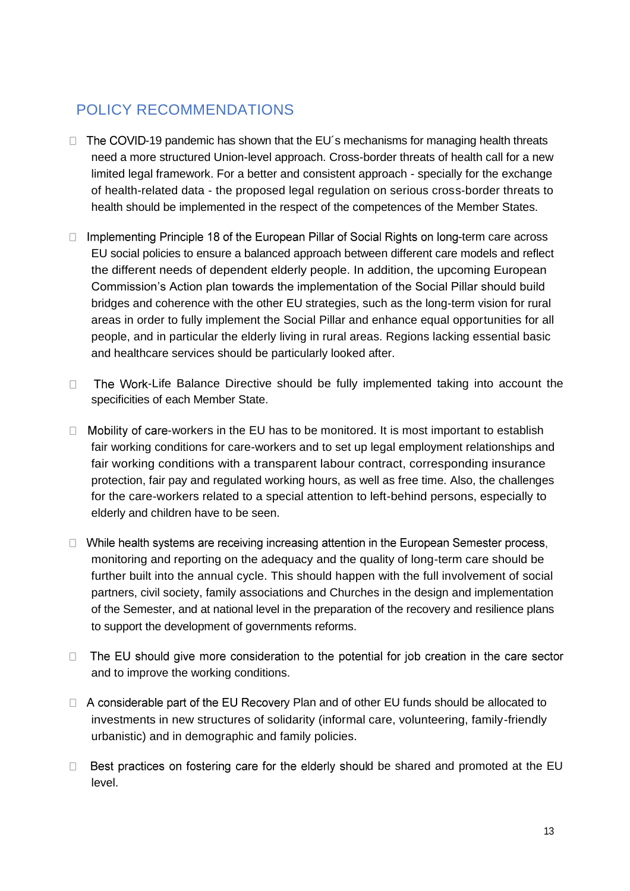## POLICY RECOMMENDATIONS

- The COVID-19 pandemic has shown that the EU´s mechanisms for managing health threats need a more structured Union-level approach. Cross-border threats of health call for a new limited legal framework. For a better and consistent approach - specially for the exchange of health-related data - the proposed legal regulation on serious cross-border threats to health should be implemented in the respect of the competences of the Member States.

- Implementing Principle 18 of the European Pillar of Social Rights on long-term care across EU social policies to ensure a balanced approach between different care models and reflect the different needs of dependent elderly people. In addition, the upcoming European Commission's Action plan towards the implementation of the Social Pillar should build bridges and coherence with the other EU strategies, such as the long-term vision for rural areas in order to fully implement the Social Pillar and enhance equal opportunities for all people, and in particular the elderly living in rural areas. Regions lacking essential basic and healthcare services should be particularly looked after.

- The Work-Life Balance Directive should be fully implemented taking into account the specificities of each Member State.

- Mobility of care-workers in the EU has to be monitored. It is most important to establish fair working conditions for care-workers and to set up legal employment relationships and fair working conditions with a transparent labour contract, corresponding insurance protection, fair pay and regulated working hours, as well as free time. Also, the challenges for the care-workers related to a special attention to left-behind persons, especially to elderly and children have to be seen.

- While health systems are receiving increasing attention in the European Semester process, monitoring and reporting on the adequacy and the quality of long-term care should be further built into the annual cycle. This should happen with the full involvement of social partners, civil society, family associations and Churches in the design and implementation of the Semester, and at national level in the preparation of the recovery and resilience plans to support the development of governments reforms.

- The EU should give more consideration to the potential for job creation in the care sector and to improve the working conditions.

- A considerable part of the EU Recovery Plan and of other EU funds should be allocated to investments in new structures of solidarity (informal care, volunteering, family-friendly urbanistic) and in demographic and family policies.

- Best practices on fostering care for the elderly should be shared and promoted at the EU level.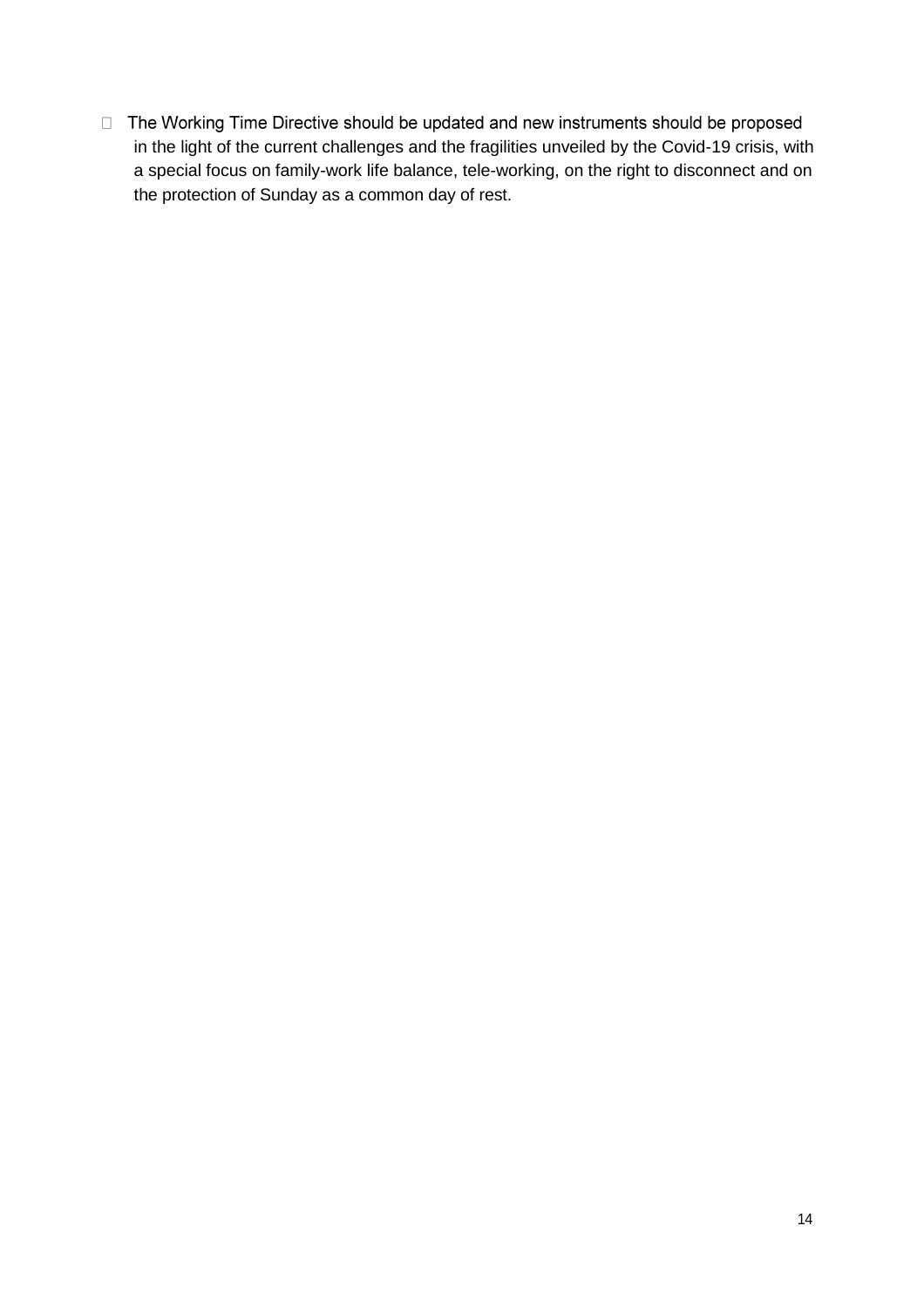- The Working Time Directive should be updated and new instruments should be proposed in the light of the current challenges and the fragilities unveiled by the Covid-19 crisis, with a special focus on family-work life balance, tele-working, on the right to disconnect and on the protection of Sunday as a common day of rest.